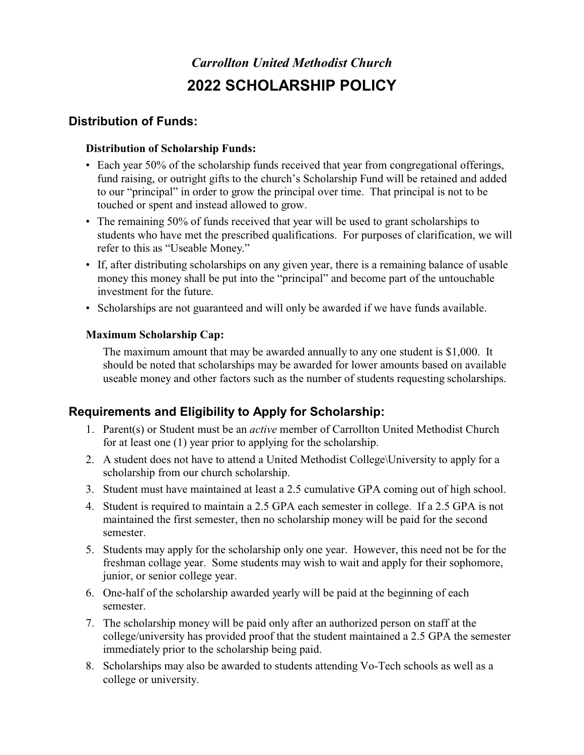*Carrollton United Methodist Church*

# 2022 SCHOLARSHIP POLICY

## Distribution of Funds:

### Distribution of Scholarship Funds:

- Each year 50% of the scholarship funds received that year from congregational offerings, fund raising, or outright gifts to the church's Scholarship Fund will be retained and added to our "principal" in order to grow the principal over time. That principal is not to be touched or spent and instead allowed to grow.
- The remaining 50% of funds received that year will be used to grant scholarships to students who have met the prescribed qualifications. For purposes of clarification, we will refer to this as "Useable Money."
- If, after distributing scholarships on any given year, there is a remaining balance of usable money this money shall be put into the "principal" and become part of the untouchable investment for the future.
- Scholarships are not guaranteed and will only be awarded if we have funds available.

### Maximum Scholarship Cap:

The maximum amount that may be awarded annually to any one student is $1,000. It should be noted that scholarships may be awarded for lower amounts based on available useable money and other factors such as the number of students requesting scholarships.

## Requirements and Eligibility to Apply for Scholarship:

1. Parent(s) or Student must be an *active* member of Carrollton United Methodist Church for at least one (1) year prior to applying for the scholarship.
2. A student does not have to attend a United Methodist College\University to apply for a scholarship from our church scholarship.
3. Student must have maintained at least a 2.5 cumulative GPA coming out of high school.
4. Student is required to maintain a 2.5 GPA each semester in college. If a 2.5 GPA is not maintained the first semester, then no scholarship money will be paid for the second semester.
5. Students may apply for the scholarship only one year. However, this need not be for the freshman collage year. Some students may wish to wait and apply for their sophomore, junior, or senior college year.
6. One-half of the scholarship awarded yearly will be paid at the beginning of each semester.
7. The scholarship money will be paid only after an authorized person on staff at the college/university has provided proof that the student maintained a 2.5 GPA the semester immediately prior to the scholarship being paid.
8. Scholarships may also be awarded to students attending Vo-Tech schools as well as a college or university.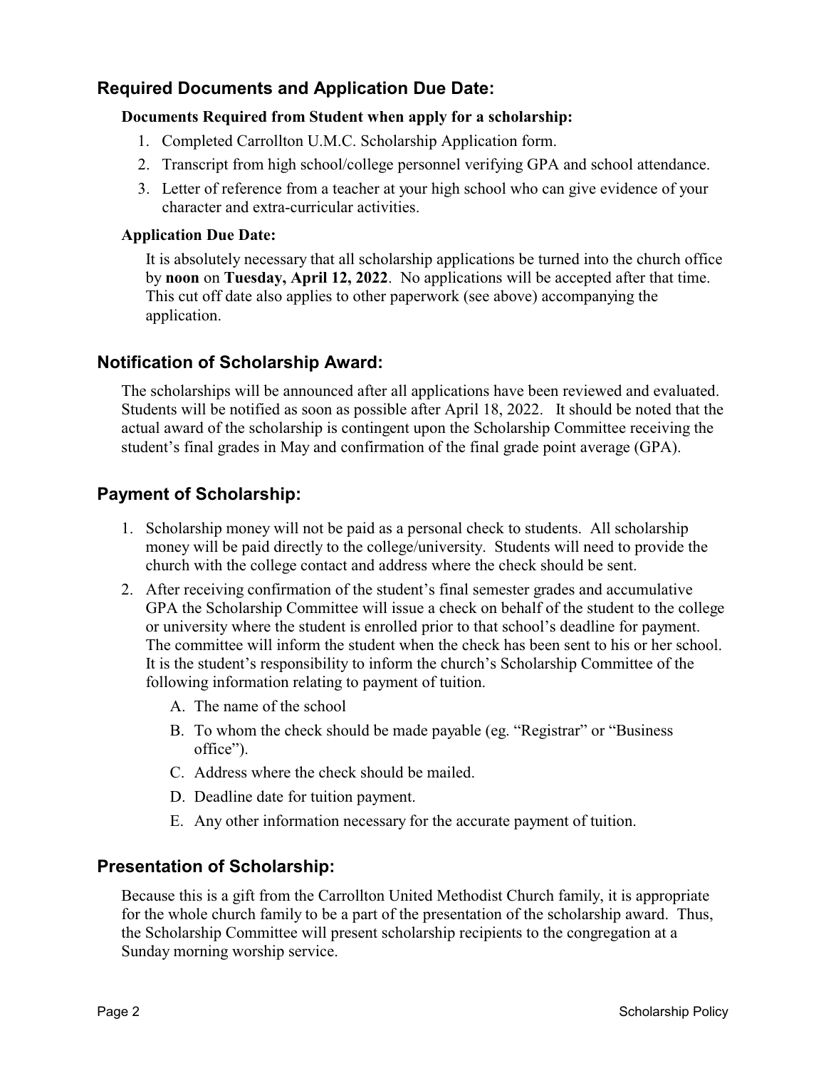## Required Documents and Application Due Date:

### Documents Required from Student when apply for a scholarship:

1. Completed Carrollton U.M.C. Scholarship Application form.
2. Transcript from high school/college personnel verifying GPA and school attendance.
3. Letter of reference from a teacher at your high school who can give evidence of your character and extra-curricular activities.

### Application Due Date:

It is absolutely necessary that all scholarship applications be turned into the church office by **noon** on **Tuesday, April 12, 2022**. No applications will be accepted after that time. This cut off date also applies to other paperwork (see above) accompanying the application.

## Notification of Scholarship Award:

The scholarships will be announced after all applications have been reviewed and evaluated. Students will be notified as soon as possible after April 18, 2022. It should be noted that the actual award of the scholarship is contingent upon the Scholarship Committee receiving the student's final grades in May and confirmation of the final grade point average (GPA).

## Payment of Scholarship:

1. Scholarship money will not be paid as a personal check to students. All scholarship money will be paid directly to the college/university. Students will need to provide the church with the college contact and address where the check should be sent.
2. After receiving confirmation of the student's final semester grades and accumulative GPA the Scholarship Committee will issue a check on behalf of the student to the college or university where the student is enrolled prior to that school's deadline for payment. The committee will inform the student when the check has been sent to his or her school. It is the student's responsibility to inform the church's Scholarship Committee of the following information relating to payment of tuition.
   A. The name of the school
   B. To whom the check should be made payable (eg. "Registrar" or "Business office").
   C. Address where the check should be mailed.
   D. Deadline date for tuition payment.
   E. Any other information necessary for the accurate payment of tuition.

## Presentation of Scholarship:

Because this is a gift from the Carrollton United Methodist Church family, it is appropriate for the whole church family to be a part of the presentation of the scholarship award. Thus, the Scholarship Committee will present scholarship recipients to the congregation at a Sunday morning worship service.